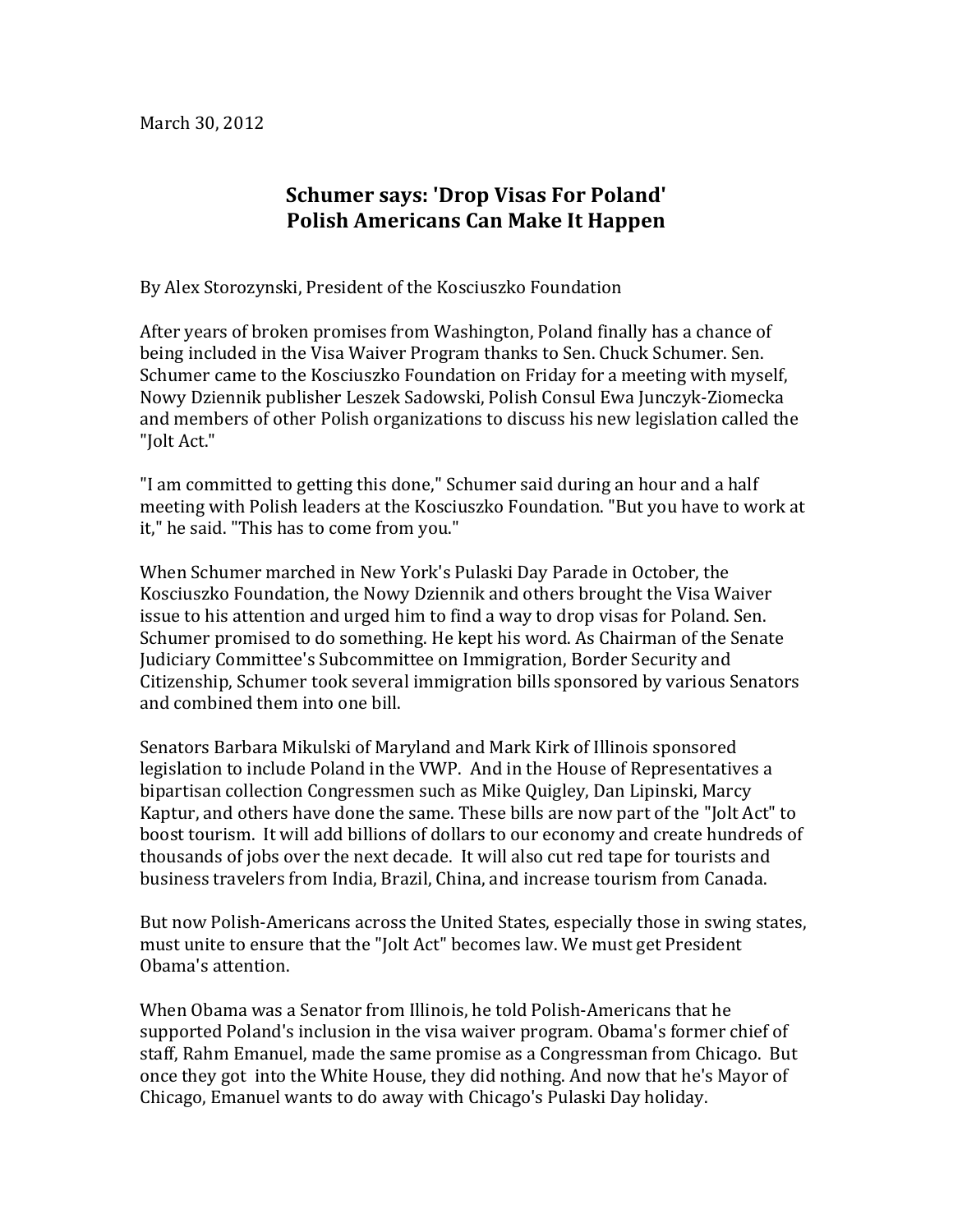March 30, 2012

# Schumer says: 'Drop Visas For Poland'
# Polish Americans Can Make It Happen

By Alex Storozynski, President of the Kosciuszko Foundation

After years of broken promises from Washington, Poland finally has a chance of being included in the Visa Waiver Program thanks to Sen. Chuck Schumer. Sen. Schumer came to the Kosciuszko Foundation on Friday for a meeting with myself, Nowy Dziennik publisher Leszek Sadowski, Polish Consul Ewa Junczyk-Ziomecka and members of other Polish organizations to discuss his new legislation called the "Jolt Act."

"I am committed to getting this done," Schumer said during an hour and a half meeting with Polish leaders at the Kosciuszko Foundation. "But you have to work at it," he said. "This has to come from you."

When Schumer marched in New York's Pulaski Day Parade in October, the Kosciuszko Foundation, the Nowy Dziennik and others brought the Visa Waiver issue to his attention and urged him to find a way to drop visas for Poland. Sen. Schumer promised to do something. He kept his word. As Chairman of the Senate Judiciary Committee's Subcommittee on Immigration, Border Security and Citizenship, Schumer took several immigration bills sponsored by various Senators and combined them into one bill.

Senators Barbara Mikulski of Maryland and Mark Kirk of Illinois sponsored legislation to include Poland in the VWP. And in the House of Representatives a bipartisan collection Congressmen such as Mike Quigley, Dan Lipinski, Marcy Kaptur, and others have done the same. These bills are now part of the "Jolt Act" to boost tourism. It will add billions of dollars to our economy and create hundreds of thousands of jobs over the next decade. It will also cut red tape for tourists and business travelers from India, Brazil, China, and increase tourism from Canada.

But now Polish-Americans across the United States, especially those in swing states, must unite to ensure that the "Jolt Act" becomes law. We must get President Obama's attention.

When Obama was a Senator from Illinois, he told Polish-Americans that he supported Poland's inclusion in the visa waiver program. Obama's former chief of staff, Rahm Emanuel, made the same promise as a Congressman from Chicago. But once they got into the White House, they did nothing. And now that he's Mayor of Chicago, Emanuel wants to do away with Chicago's Pulaski Day holiday.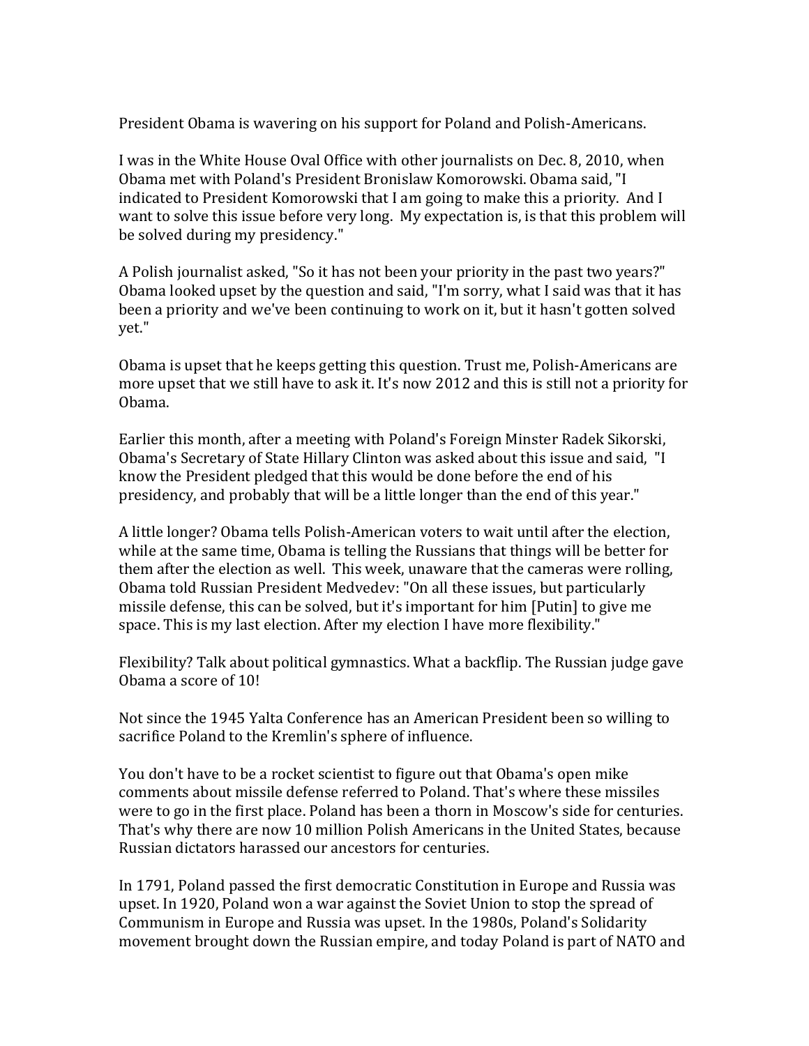President Obama is wavering on his support for Poland and Polish-Americans.

I was in the White House Oval Office with other journalists on Dec. 8, 2010, when Obama met with Poland's President Bronislaw Komorowski. Obama said, "I indicated to President Komorowski that I am going to make this a priority. And I want to solve this issue before very long. My expectation is, is that this problem will be solved during my presidency."

A Polish journalist asked, "So it has not been your priority in the past two years?" Obama looked upset by the question and said, "I'm sorry, what I said was that it has been a priority and we've been continuing to work on it, but it hasn't gotten solved yet."

Obama is upset that he keeps getting this question. Trust me, Polish-Americans are more upset that we still have to ask it. It's now 2012 and this is still not a priority for Obama.

Earlier this month, after a meeting with Poland's Foreign Minster Radek Sikorski, Obama's Secretary of State Hillary Clinton was asked about this issue and said, "I know the President pledged that this would be done before the end of his presidency, and probably that will be a little longer than the end of this year."

A little longer? Obama tells Polish-American voters to wait until after the election, while at the same time, Obama is telling the Russians that things will be better for them after the election as well. This week, unaware that the cameras were rolling, Obama told Russian President Medvedev: "On all these issues, but particularly missile defense, this can be solved, but it's important for him [Putin] to give me space. This is my last election. After my election I have more flexibility."

Flexibility? Talk about political gymnastics. What a backflip. The Russian judge gave Obama a score of 10!

Not since the 1945 Yalta Conference has an American President been so willing to sacrifice Poland to the Kremlin's sphere of influence.

You don't have to be a rocket scientist to figure out that Obama's open mike comments about missile defense referred to Poland. That's where these missiles were to go in the first place. Poland has been a thorn in Moscow's side for centuries. That's why there are now 10 million Polish Americans in the United States, because Russian dictators harassed our ancestors for centuries.

In 1791, Poland passed the first democratic Constitution in Europe and Russia was upset. In 1920, Poland won a war against the Soviet Union to stop the spread of Communism in Europe and Russia was upset. In the 1980s, Poland's Solidarity movement brought down the Russian empire, and today Poland is part of NATO and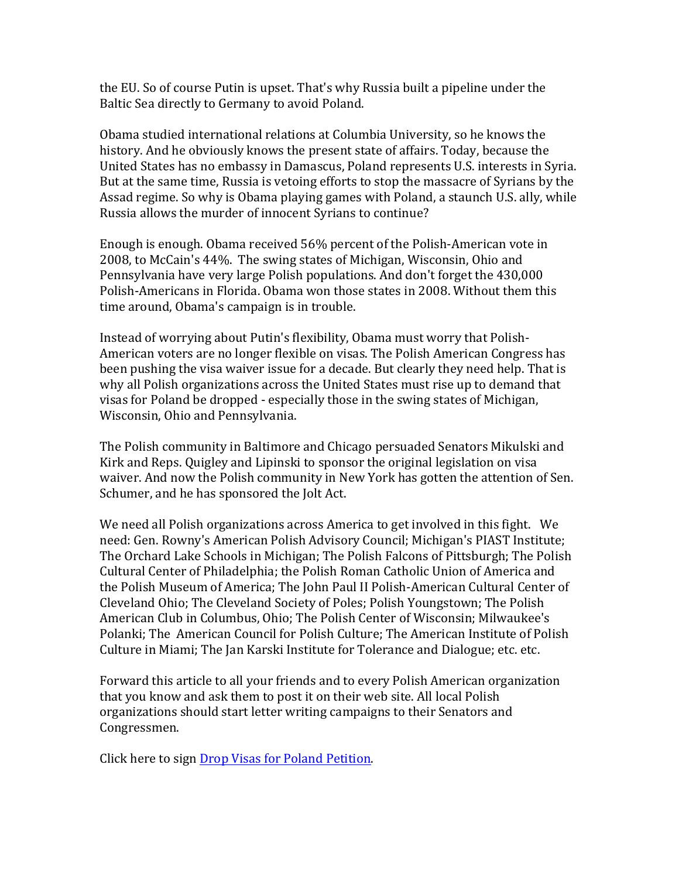the EU. So of course Putin is upset. That's why Russia built a pipeline under the Baltic Sea directly to Germany to avoid Poland.

Obama studied international relations at Columbia University, so he knows the history. And he obviously knows the present state of affairs. Today, because the United States has no embassy in Damascus, Poland represents U.S. interests in Syria. But at the same time, Russia is vetoing efforts to stop the massacre of Syrians by the Assad regime. So why is Obama playing games with Poland, a staunch U.S. ally, while Russia allows the murder of innocent Syrians to continue?

Enough is enough. Obama received 56% percent of the Polish-American vote in 2008, to McCain's 44%. The swing states of Michigan, Wisconsin, Ohio and Pennsylvania have very large Polish populations. And don't forget the 430,000 Polish-Americans in Florida. Obama won those states in 2008. Without them this time around, Obama's campaign is in trouble.

Instead of worrying about Putin's flexibility, Obama must worry that Polish-American voters are no longer flexible on visas. The Polish American Congress has been pushing the visa waiver issue for a decade. But clearly they need help. That is why all Polish organizations across the United States must rise up to demand that visas for Poland be dropped - especially those in the swing states of Michigan, Wisconsin, Ohio and Pennsylvania.

The Polish community in Baltimore and Chicago persuaded Senators Mikulski and Kirk and Reps. Quigley and Lipinski to sponsor the original legislation on visa waiver. And now the Polish community in New York has gotten the attention of Sen. Schumer, and he has sponsored the Jolt Act.

We need all Polish organizations across America to get involved in this fight. We need: Gen. Rowny's American Polish Advisory Council; Michigan's PIAST Institute; The Orchard Lake Schools in Michigan; The Polish Falcons of Pittsburgh; The Polish Cultural Center of Philadelphia; the Polish Roman Catholic Union of America and the Polish Museum of America; The John Paul II Polish-American Cultural Center of Cleveland Ohio; The Cleveland Society of Poles; Polish Youngstown; The Polish American Club in Columbus, Ohio; The Polish Center of Wisconsin; Milwaukee's Polanki; The American Council for Polish Culture; The American Institute of Polish Culture in Miami; The Jan Karski Institute for Tolerance and Dialogue; etc. etc.

Forward this article to all your friends and to every Polish American organization that you know and ask them to post it on their web site. All local Polish organizations should start letter writing campaigns to their Senators and Congressmen.

Click here to sign [Drop Visas for Poland Petition](#).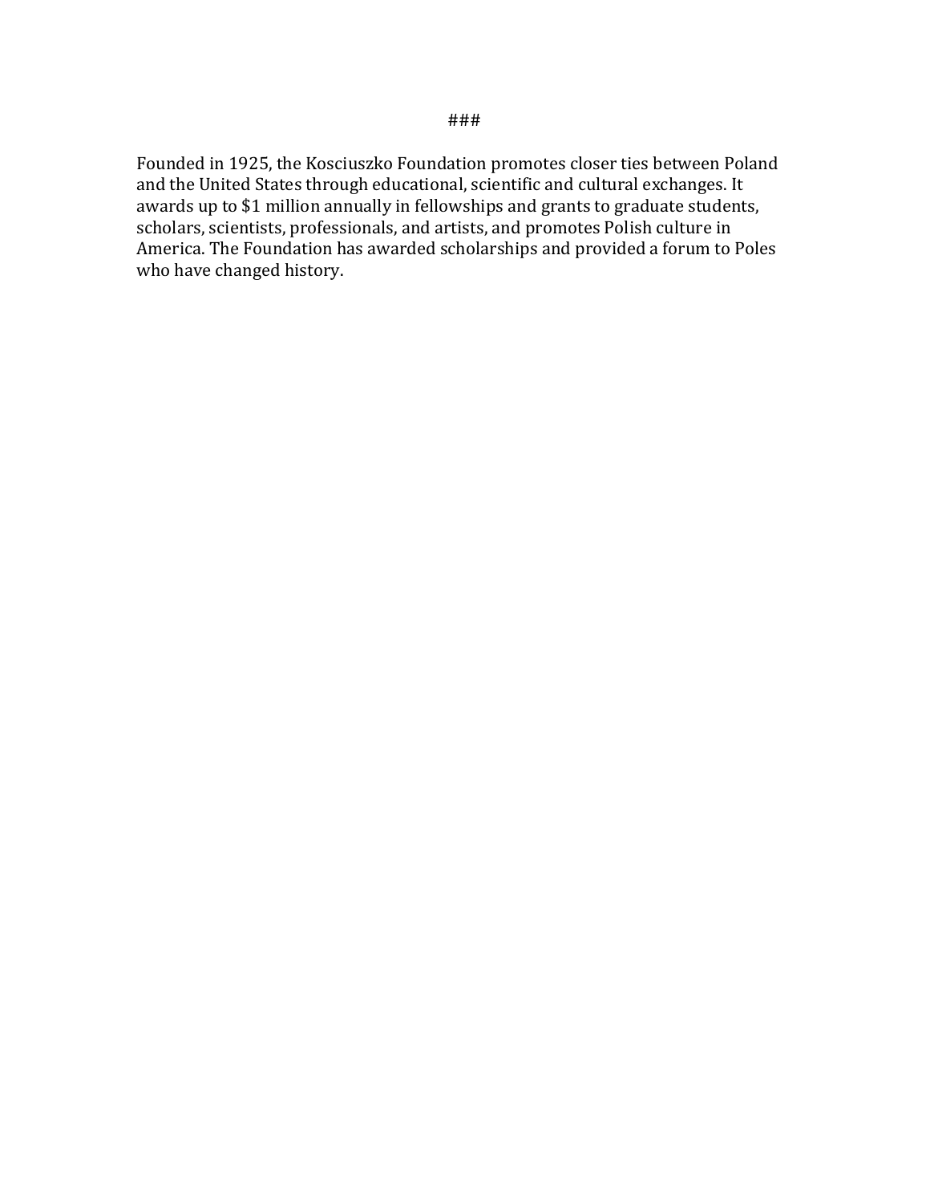###

Founded in 1925, the Kosciuszko Foundation promotes closer ties between Poland and the United States through educational, scientific and cultural exchanges. It awards up to $1 million annually in fellowships and grants to graduate students, scholars, scientists, professionals, and artists, and promotes Polish culture in America. The Foundation has awarded scholarships and provided a forum to Poles who have changed history.